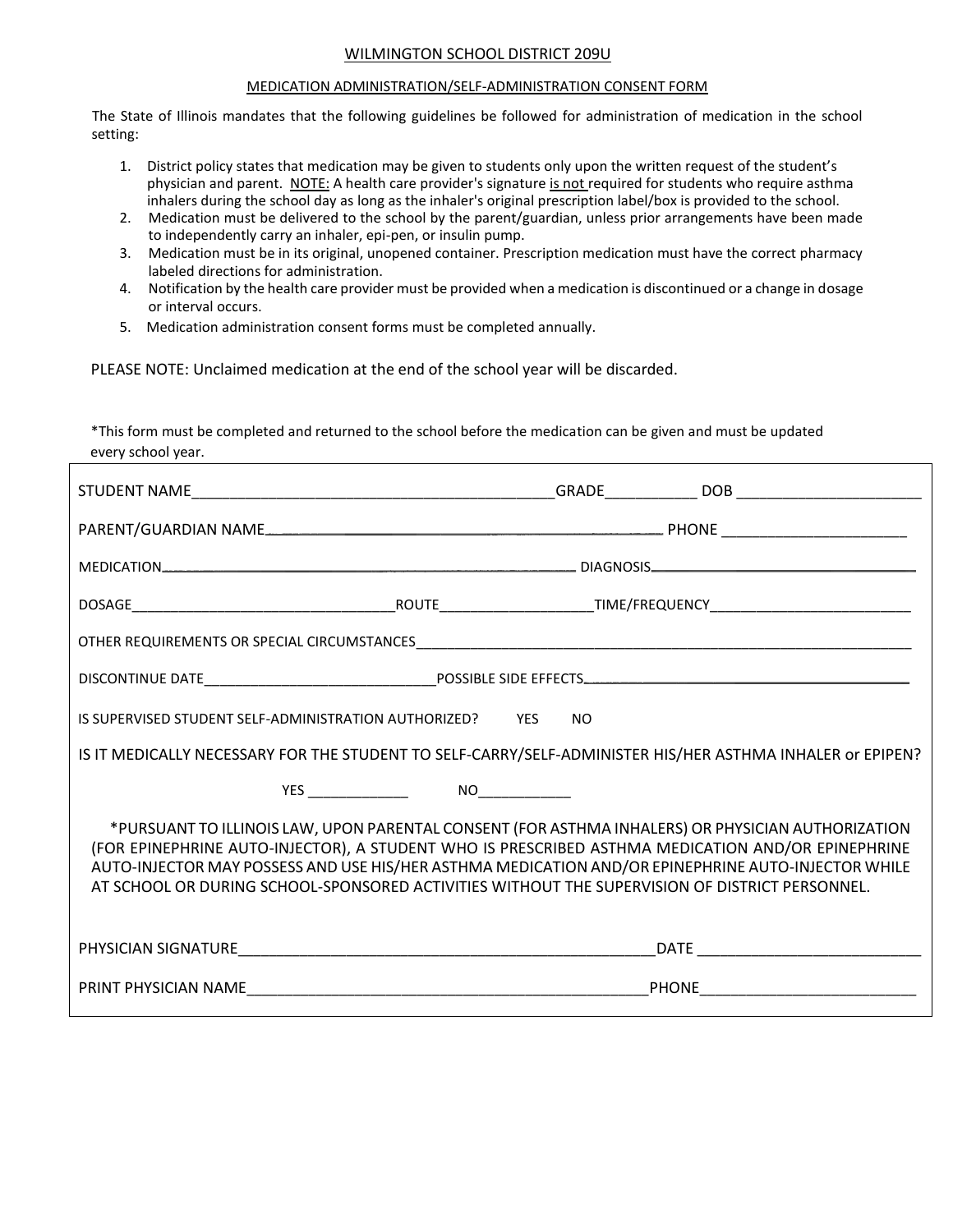# WILMINGTON SCHOOL DISTRICT 209U

## MEDICATION ADMINISTRATION/SELF-ADMINISTRATION CONSENT FORM

The State of Illinois mandates that the following guidelines be followed for administration of medication in the school setting:

1. District policy states that medication may be given to students only upon the written request of the student's physician and parent. NOTE: A health care provider's signature is not required for students who require asthma inhalers during the school day as long as the inhaler's original prescription label/box is provided to the school.
2. Medication must be delivered to the school by the parent/guardian, unless prior arrangements have been made to independently carry an inhaler, epi-pen, or insulin pump.
3. Medication must be in its original, unopened container. Prescription medication must have the correct pharmacy labeled directions for administration.
4. Notification by the health care provider must be provided when a medication is discontinued or a change in dosage or interval occurs.
5. Medication administration consent forms must be completed annually.

PLEASE NOTE: Unclaimed medication at the end of the school year will be discarded.

*This form must be completed and returned to the school before the medication can be given and must be updated every school year.

STUDENT NAME_____________________________________________GRADE___________ DOB ______________________

PARENT/GUARDIAN NAME_____________________________________________ PHONE ______________________

MEDICATION_____________________________________________ DIAGNOSIS___________________________________

DOSAGE_________________________________ROUTE___________________TIME/FREQUENCY__________________________

OTHER REQUIREMENTS OR SPECIAL CIRCUMSTANCES_________________________________________________________________

DISCONTINUE DATE_____________________________POSSIBLE SIDE EFFECTS___________________________________________

IS SUPERVISED STUDENT SELF-ADMINISTRATION AUTHORIZED? YES NO

IS IT MEDICALLY NECESSARY FOR THE STUDENT TO SELF-CARRY/SELF-ADMINISTER HIS/HER ASTHMA INHALER or EPIPEN?

YES _____________ NO____________

*PURSUANT TO ILLINOIS LAW, UPON PARENTAL CONSENT (FOR ASTHMA INHALERS) OR PHYSICIAN AUTHORIZATION (FOR EPINEPHRINE AUTO-INJECTOR), A STUDENT WHO IS PRESCRIBED ASTHMA MEDICATION AND/OR EPINEPHRINE AUTO-INJECTOR MAY POSSESS AND USE HIS/HER ASTHMA MEDICATION AND/OR EPINEPHRINE AUTO-INJECTOR WHILE AT SCHOOL OR DURING SCHOOL-SPONSORED ACTIVITIES WITHOUT THE SUPERVISION OF DISTRICT PERSONNEL.

PHYSICIAN SIGNATURE___________________________________________________DATE ___________________________

PRINT PHYSICIAN NAME_________________________________________________PHONE__________________________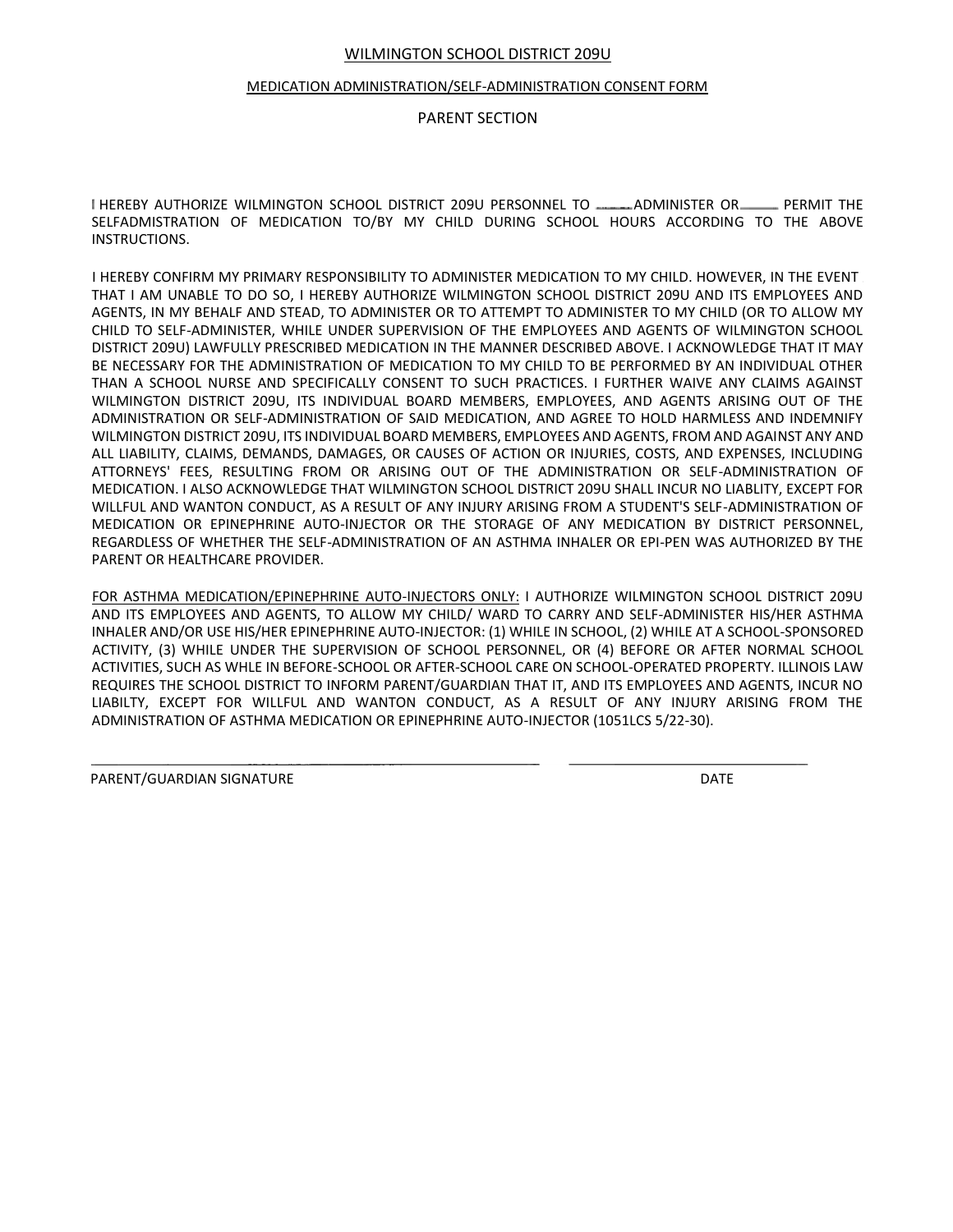WILMINGTON SCHOOL DISTRICT 209U

MEDICATION ADMINISTRATION/SELF-ADMINISTRATION CONSENT FORM

PARENT SECTION

I HEREBY AUTHORIZE WILMINGTON SCHOOL DISTRICT 209U PERSONNEL TO _____ ADMINISTER OR _____ PERMIT THE SELFADMISTRATION OF MEDICATION TO/BY MY CHILD DURING SCHOOL HOURS ACCORDING TO THE ABOVE INSTRUCTIONS.

I HEREBY CONFIRM MY PRIMARY RESPONSIBILITY TO ADMINISTER MEDICATION TO MY CHILD. HOWEVER, IN THE EVENT THAT I AM UNABLE TO DO SO, I HEREBY AUTHORIZE WILMINGTON SCHOOL DISTRICT 209U AND ITS EMPLOYEES AND AGENTS, IN MY BEHALF AND STEAD, TO ADMINISTER OR TO ATTEMPT TO ADMINISTER TO MY CHILD (OR TO ALLOW MY CHILD TO SELF-ADMINISTER, WHILE UNDER SUPERVISION OF THE EMPLOYEES AND AGENTS OF WILMINGTON SCHOOL DISTRICT 209U) LAWFULLY PRESCRIBED MEDICATION IN THE MANNER DESCRIBED ABOVE. I ACKNOWLEDGE THAT IT MAY BE NECESSARY FOR THE ADMINISTRATION OF MEDICATION TO MY CHILD TO BE PERFORMED BY AN INDIVIDUAL OTHER THAN A SCHOOL NURSE AND SPECIFICALLY CONSENT TO SUCH PRACTICES. I FURTHER WAIVE ANY CLAIMS AGAINST WILMINGTON DISTRICT 209U, ITS INDIVIDUAL BOARD MEMBERS, EMPLOYEES, AND AGENTS ARISING OUT OF THE ADMINISTRATION OR SELF-ADMINISTRATION OF SAID MEDICATION, AND AGREE TO HOLD HARMLESS AND INDEMNIFY WILMINGTON DISTRICT 209U, ITS INDIVIDUAL BOARD MEMBERS, EMPLOYEES AND AGENTS, FROM AND AGAINST ANY AND ALL LIABILITY, CLAIMS, DEMANDS, DAMAGES, OR CAUSES OF ACTION OR INJURIES, COSTS, AND EXPENSES, INCLUDING ATTORNEYS' FEES, RESULTING FROM OR ARISING OUT OF THE ADMINISTRATION OR SELF-ADMINISTRATION OF MEDICATION. I ALSO ACKNOWLEDGE THAT WILMINGTON SCHOOL DISTRICT 209U SHALL INCUR NO LIABLITY, EXCEPT FOR WILLFUL AND WANTON CONDUCT, AS A RESULT OF ANY INJURY ARISING FROM A STUDENT'S SELF-ADMINISTRATION OF MEDICATION OR EPINEPHRINE AUTO-INJECTOR OR THE STORAGE OF ANY MEDICATION BY DISTRICT PERSONNEL, REGARDLESS OF WHETHER THE SELF-ADMINISTRATION OF AN ASTHMA INHALER OR EPI-PEN WAS AUTHORIZED BY THE PARENT OR HEALTHCARE PROVIDER.

FOR ASTHMA MEDICATION/EPINEPHRINE AUTO-INJECTORS ONLY: I AUTHORIZE WILMINGTON SCHOOL DISTRICT 209U AND ITS EMPLOYEES AND AGENTS, TO ALLOW MY CHILD/ WARD TO CARRY AND SELF-ADMINISTER HIS/HER ASTHMA INHALER AND/OR USE HIS/HER EPINEPHRINE AUTO-INJECTOR: (1) WHILE IN SCHOOL, (2) WHILE AT A SCHOOL-SPONSORED ACTIVITY, (3) WHILE UNDER THE SUPERVISION OF SCHOOL PERSONNEL, OR (4) BEFORE OR AFTER NORMAL SCHOOL ACTIVITIES, SUCH AS WHLE IN BEFORE-SCHOOL OR AFTER-SCHOOL CARE ON SCHOOL-OPERATED PROPERTY. ILLINOIS LAW REQUIRES THE SCHOOL DISTRICT TO INFORM PARENT/GUARDIAN THAT IT, AND ITS EMPLOYEES AND AGENTS, INCUR NO LIABILTY, EXCEPT FOR WILLFUL AND WANTON CONDUCT, AS A RESULT OF ANY INJURY ARISING FROM THE ADMINISTRATION OF ASTHMA MEDICATION OR EPINEPHRINE AUTO-INJECTOR (1051LCS 5/22-30).

_______________________________________________ ______________________________

PARENT/GUARDIAN SIGNATURE DATE